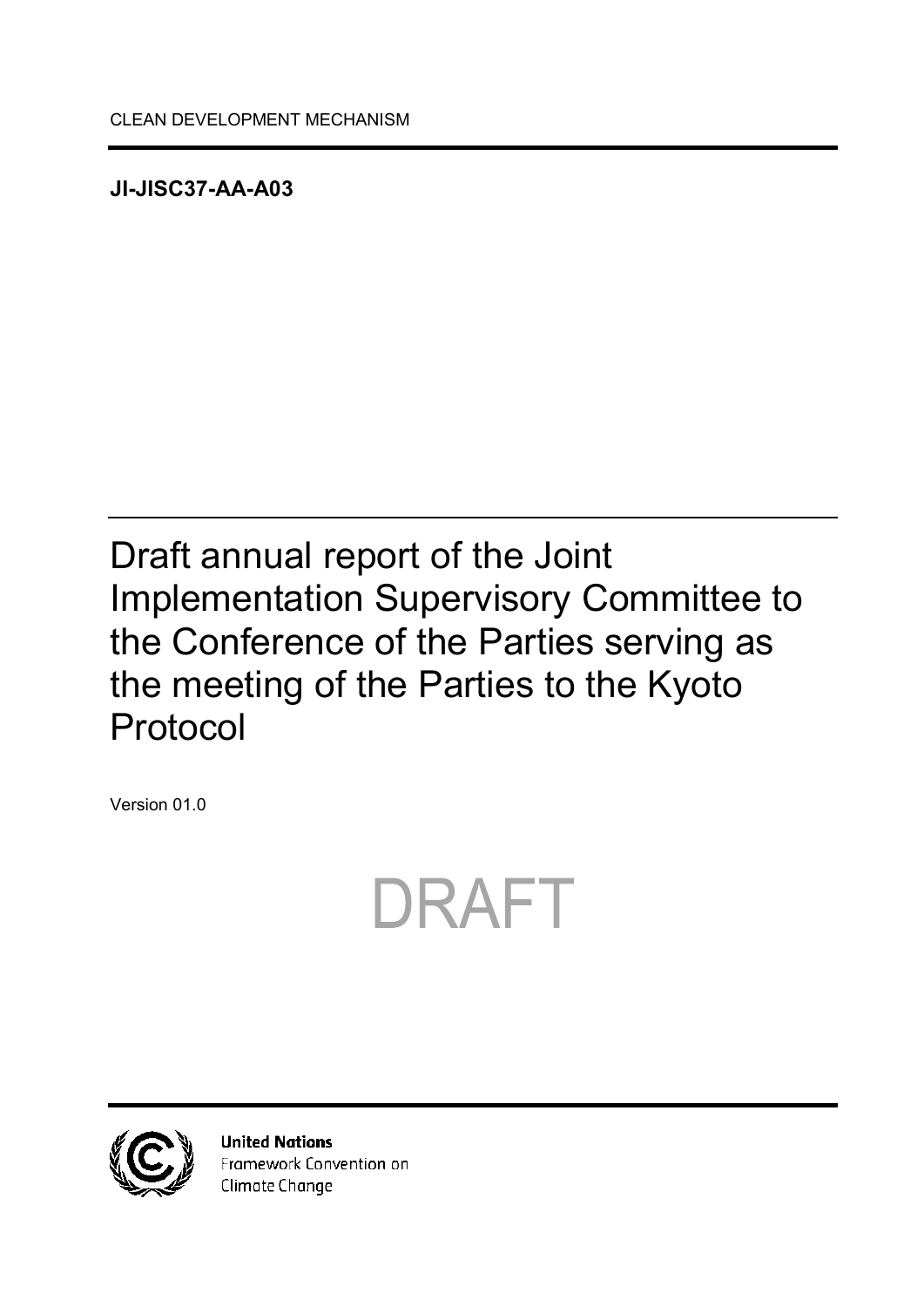CLEAN DEVELOPMENT MECHANISM

**JI-JISC37-AA-A03**

# Draft annual report of the Joint Implementation Supervisory Committee to the Conference of the Parties serving as the meeting of the Parties to the Kyoto Protocol

Version 01.0

DRAFT

**United Nations**
Framework Convention on
Climate Change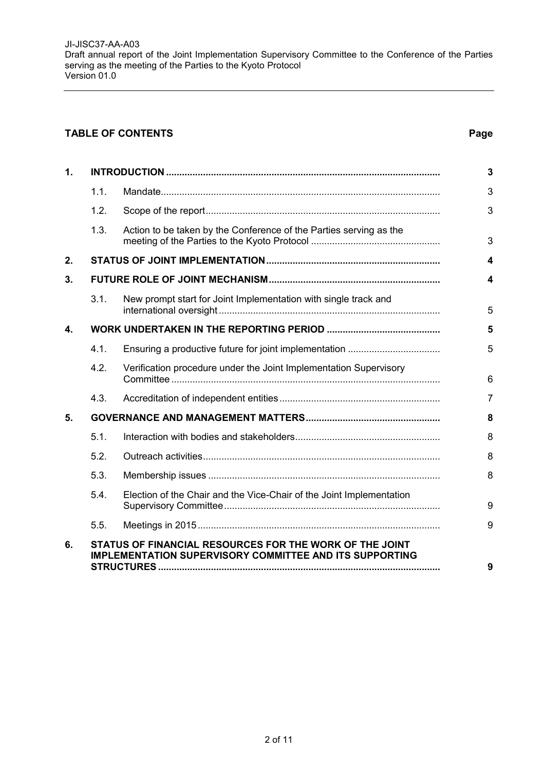## TABLE OF CONTENTS

| | | | Page |
|---|---|---|---|
| **1.** | **INTRODUCTION** | | **3** |
| | 1.1. | Mandate | 3 |
| | 1.2. | Scope of the report | 3 |
| | 1.3. | Action to be taken by the Conference of the Parties serving as the meeting of the Parties to the Kyoto Protocol | 3 |
| **2.** | **STATUS OF JOINT IMPLEMENTATION** | | **4** |
| **3.** | **FUTURE ROLE OF JOINT MECHANISM** | | **4** |
| | 3.1. | New prompt start for Joint Implementation with single track and international oversight | 5 |
| **4.** | **WORK UNDERTAKEN IN THE REPORTING PERIOD** | | **5** |
| | 4.1. | Ensuring a productive future for joint implementation | 5 |
| | 4.2. | Verification procedure under the Joint Implementation Supervisory Committee | 6 |
| | 4.3. | Accreditation of independent entities | 7 |
| **5.** | **GOVERNANCE AND MANAGEMENT MATTERS** | | **8** |
| | 5.1. | Interaction with bodies and stakeholders | 8 |
| | 5.2. | Outreach activities | 8 |
| | 5.3. | Membership issues | 8 |
| | 5.4. | Election of the Chair and the Vice-Chair of the Joint Implementation Supervisory Committee | 9 |
| | 5.5. | Meetings in 2015 | 9 |
| **6.** | **STATUS OF FINANCIAL RESOURCES FOR THE WORK OF THE JOINT IMPLEMENTATION SUPERVISORY COMMITTEE AND ITS SUPPORTING STRUCTURES** | | **9** |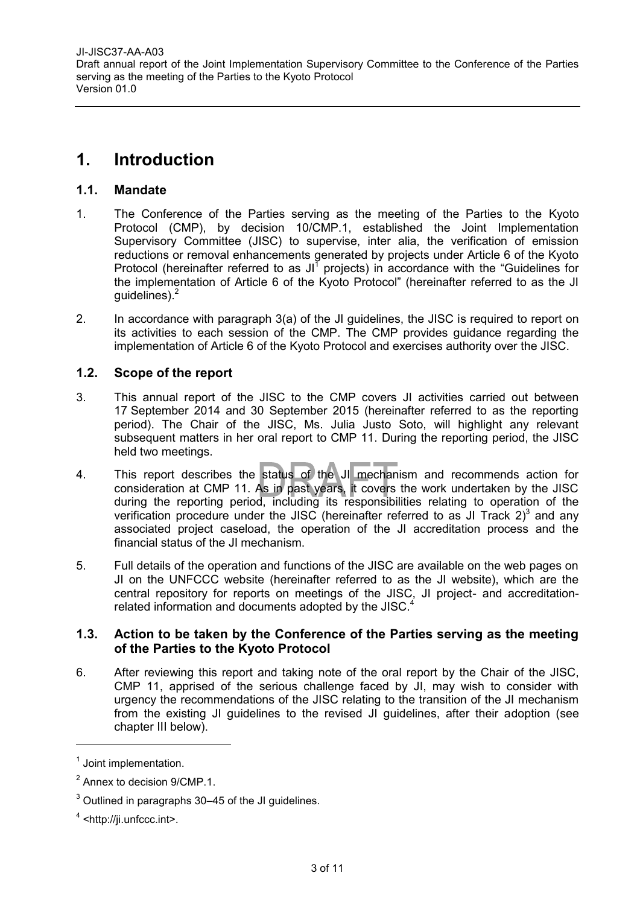# 1. Introduction

## 1.1. Mandate

1. The Conference of the Parties serving as the meeting of the Parties to the Kyoto Protocol (CMP), by decision 10/CMP.1, established the Joint Implementation Supervisory Committee (JISC) to supervise, inter alia, the verification of emission reductions or removal enhancements generated by projects under Article 6 of the Kyoto Protocol (hereinafter referred to as JI[1] projects) in accordance with the "Guidelines for the implementation of Article 6 of the Kyoto Protocol" (hereinafter referred to as the JI guidelines).[2]

2. In accordance with paragraph 3(a) of the JI guidelines, the JISC is required to report on its activities to each session of the CMP. The CMP provides guidance regarding the implementation of Article 6 of the Kyoto Protocol and exercises authority over the JISC.

## 1.2. Scope of the report

3. This annual report of the JISC to the CMP covers JI activities carried out between 17 September 2014 and 30 September 2015 (hereinafter referred to as the reporting period). The Chair of the JISC, Ms. Julia Justo Soto, will highlight any relevant subsequent matters in her oral report to CMP 11. During the reporting period, the JISC held two meetings.

4. This report describes the status of the JI mechanism and recommends action for consideration at CMP 11. As in past years, it covers the work undertaken by the JISC during the reporting period, including its responsibilities relating to operation of the verification procedure under the JISC (hereinafter referred to as JI Track 2)[3] and any associated project caseload, the operation of the JI accreditation process and the financial status of the JI mechanism.

5. Full details of the operation and functions of the JISC are available on the web pages on JI on the UNFCCC website (hereinafter referred to as the JI website), which are the central repository for reports on meetings of the JISC, JI project- and accreditation-related information and documents adopted by the JISC.[4]

## 1.3. Action to be taken by the Conference of the Parties serving as the meeting of the Parties to the Kyoto Protocol

6. After reviewing this report and taking note of the oral report by the Chair of the JISC, CMP 11, apprised of the serious challenge faced by JI, may wish to consider with urgency the recommendations of the JISC relating to the transition of the JI mechanism from the existing JI guidelines to the revised JI guidelines, after their adoption (see chapter III below).

---

[1] Joint implementation.

[2] Annex to decision 9/CMP.1.

[3] Outlined in paragraphs 30–45 of the JI guidelines.

[4] <http://ji.unfccc.int>.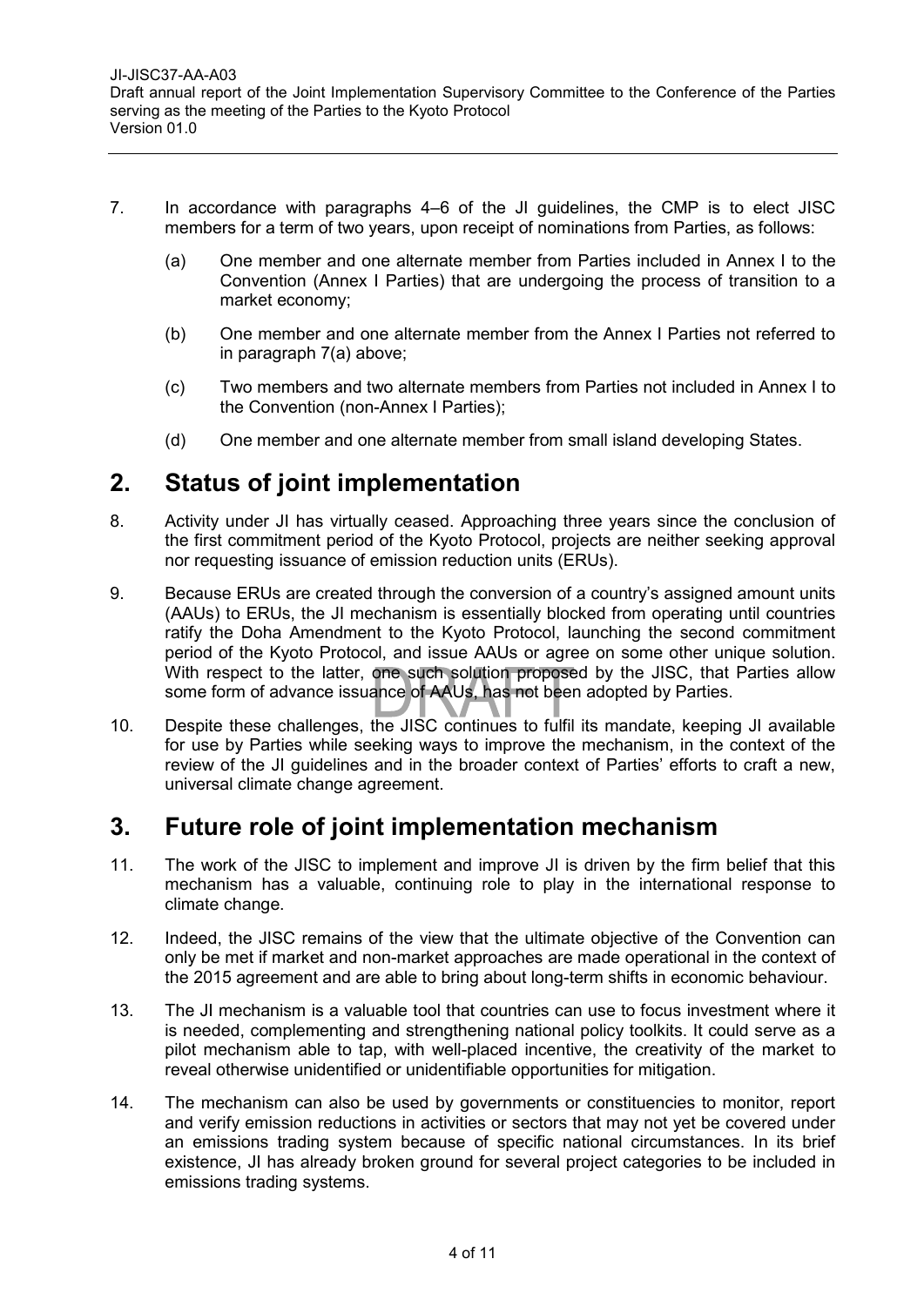7. In accordance with paragraphs 4–6 of the JI guidelines, the CMP is to elect JISC members for a term of two years, upon receipt of nominations from Parties, as follows:

   (a) One member and one alternate member from Parties included in Annex I to the Convention (Annex I Parties) that are undergoing the process of transition to a market economy;

   (b) One member and one alternate member from the Annex I Parties not referred to in paragraph 7(a) above;

   (c) Two members and two alternate members from Parties not included in Annex I to the Convention (non-Annex I Parties);

   (d) One member and one alternate member from small island developing States.

## 2. Status of joint implementation

8. Activity under JI has virtually ceased. Approaching three years since the conclusion of the first commitment period of the Kyoto Protocol, projects are neither seeking approval nor requesting issuance of emission reduction units (ERUs).

9. Because ERUs are created through the conversion of a country's assigned amount units (AAUs) to ERUs, the JI mechanism is essentially blocked from operating until countries ratify the Doha Amendment to the Kyoto Protocol, launching the second commitment period of the Kyoto Protocol, and issue AAUs or agree on some other unique solution. With respect to the latter, one such solution proposed by the JISC, that Parties allow some form of advance issuance of AAUs, has not been adopted by Parties.

10. Despite these challenges, the JISC continues to fulfil its mandate, keeping JI available for use by Parties while seeking ways to improve the mechanism, in the context of the review of the JI guidelines and in the broader context of Parties' efforts to craft a new, universal climate change agreement.

## 3. Future role of joint implementation mechanism

11. The work of the JISC to implement and improve JI is driven by the firm belief that this mechanism has a valuable, continuing role to play in the international response to climate change.

12. Indeed, the JISC remains of the view that the ultimate objective of the Convention can only be met if market and non-market approaches are made operational in the context of the 2015 agreement and are able to bring about long-term shifts in economic behaviour.

13. The JI mechanism is a valuable tool that countries can use to focus investment where it is needed, complementing and strengthening national policy toolkits. It could serve as a pilot mechanism able to tap, with well-placed incentive, the creativity of the market to reveal otherwise unidentified or unidentifiable opportunities for mitigation.

14. The mechanism can also be used by governments or constituencies to monitor, report and verify emission reductions in activities or sectors that may not yet be covered under an emissions trading system because of specific national circumstances. In its brief existence, JI has already broken ground for several project categories to be included in emissions trading systems.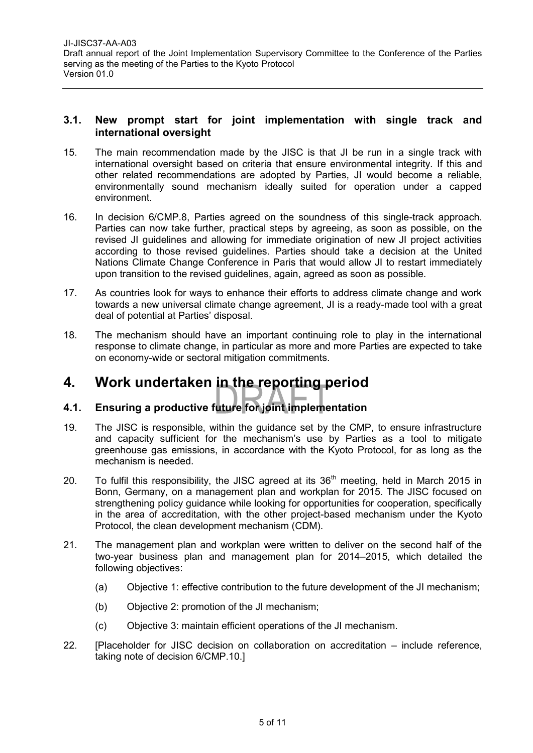### 3.1. New prompt start for joint implementation with single track and international oversight

15. The main recommendation made by the JISC is that JI be run in a single track with international oversight based on criteria that ensure environmental integrity. If this and other related recommendations are adopted by Parties, JI would become a reliable, environmentally sound mechanism ideally suited for operation under a capped environment.

16. In decision 6/CMP.8, Parties agreed on the soundness of this single-track approach. Parties can now take further, practical steps by agreeing, as soon as possible, on the revised JI guidelines and allowing for immediate origination of new JI project activities according to those revised guidelines. Parties should take a decision at the United Nations Climate Change Conference in Paris that would allow JI to restart immediately upon transition to the revised guidelines, again, agreed as soon as possible.

17. As countries look for ways to enhance their efforts to address climate change and work towards a new universal climate change agreement, JI is a ready-made tool with a great deal of potential at Parties' disposal.

18. The mechanism should have an important continuing role to play in the international response to climate change, in particular as more and more Parties are expected to take on economy-wide or sectoral mitigation commitments.

## 4. Work undertaken in the reporting period

### 4.1. Ensuring a productive future for joint implementation

19. The JISC is responsible, within the guidance set by the CMP, to ensure infrastructure and capacity sufficient for the mechanism's use by Parties as a tool to mitigate greenhouse gas emissions, in accordance with the Kyoto Protocol, for as long as the mechanism is needed.

20. To fulfil this responsibility, the JISC agreed at its 36th meeting, held in March 2015 in Bonn, Germany, on a management plan and workplan for 2015. The JISC focused on strengthening policy guidance while looking for opportunities for cooperation, specifically in the area of accreditation, with the other project-based mechanism under the Kyoto Protocol, the clean development mechanism (CDM).

21. The management plan and workplan were written to deliver on the second half of the two-year business plan and management plan for 2014–2015, which detailed the following objectives:

    (a) Objective 1: effective contribution to the future development of the JI mechanism;

    (b) Objective 2: promotion of the JI mechanism;

    (c) Objective 3: maintain efficient operations of the JI mechanism.

22. [Placeholder for JISC decision on collaboration on accreditation – include reference, taking note of decision 6/CMP.10.]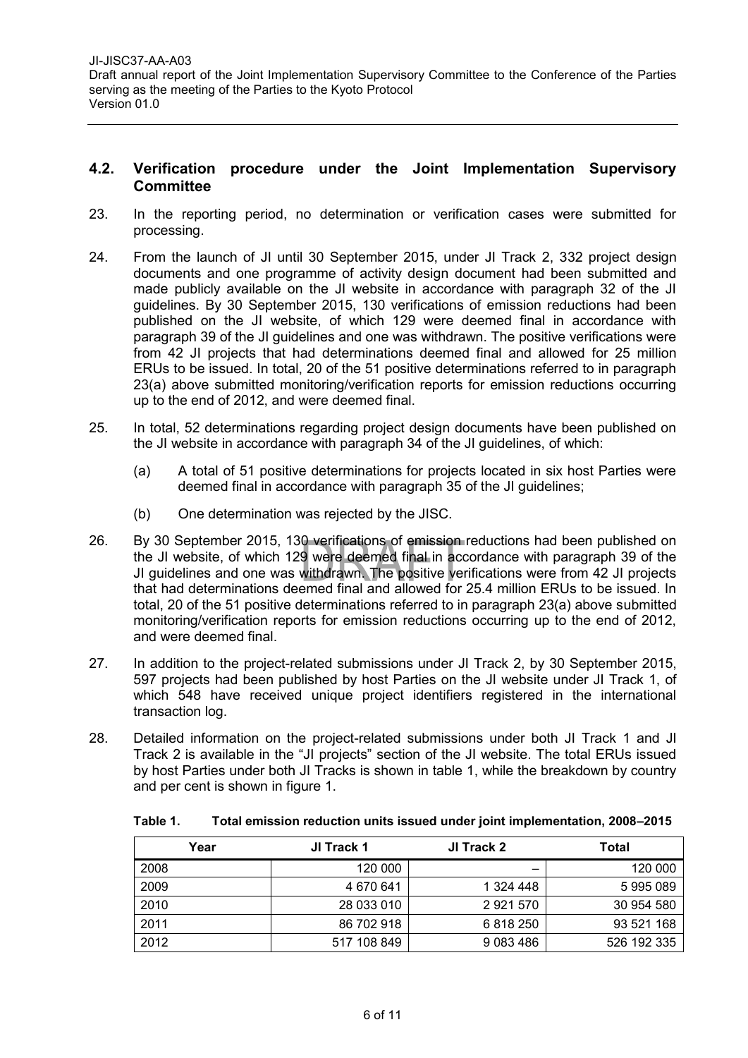### 4.2. Verification procedure under the Joint Implementation Supervisory Committee

23. In the reporting period, no determination or verification cases were submitted for processing.

24. From the launch of JI until 30 September 2015, under JI Track 2, 332 project design documents and one programme of activity design document had been submitted and made publicly available on the JI website in accordance with paragraph 32 of the JI guidelines. By 30 September 2015, 130 verifications of emission reductions had been published on the JI website, of which 129 were deemed final in accordance with paragraph 39 of the JI guidelines and one was withdrawn. The positive verifications were from 42 JI projects that had determinations deemed final and allowed for 25 million ERUs to be issued. In total, 20 of the 51 positive determinations referred to in paragraph 23(a) above submitted monitoring/verification reports for emission reductions occurring up to the end of 2012, and were deemed final.

25. In total, 52 determinations regarding project design documents have been published on the JI website in accordance with paragraph 34 of the JI guidelines, of which:

    (a) A total of 51 positive determinations for projects located in six host Parties were deemed final in accordance with paragraph 35 of the JI guidelines;

    (b) One determination was rejected by the JISC.

26. By 30 September 2015, 130 verifications of emission reductions had been published on the JI website, of which 129 were deemed final in accordance with paragraph 39 of the JI guidelines and one was withdrawn. The positive verifications were from 42 JI projects that had determinations deemed final and allowed for 25.4 million ERUs to be issued. In total, 20 of the 51 positive determinations referred to in paragraph 23(a) above submitted monitoring/verification reports for emission reductions occurring up to the end of 2012, and were deemed final.

27. In addition to the project-related submissions under JI Track 2, by 30 September 2015, 597 projects had been published by host Parties on the JI website under JI Track 1, of which 548 have received unique project identifiers registered in the international transaction log.

28. Detailed information on the project-related submissions under both JI Track 1 and JI Track 2 is available in the "JI projects" section of the JI website. The total ERUs issued by host Parties under both JI Tracks is shown in table 1, while the breakdown by country and per cent is shown in figure 1.

**Table 1. Total emission reduction units issued under joint implementation, 2008–2015**

| Year | JI Track 1 | JI Track 2 | Total |
|---|---|---|---|
| 2008 | 120 000 | – | 120 000 |
| 2009 | 4 670 641 | 1 324 448 | 5 995 089 |
| 2010 | 28 033 010 | 2 921 570 | 30 954 580 |
| 2011 | 86 702 918 | 6 818 250 | 93 521 168 |
| 2012 | 517 108 849 | 9 083 486 | 526 192 335 |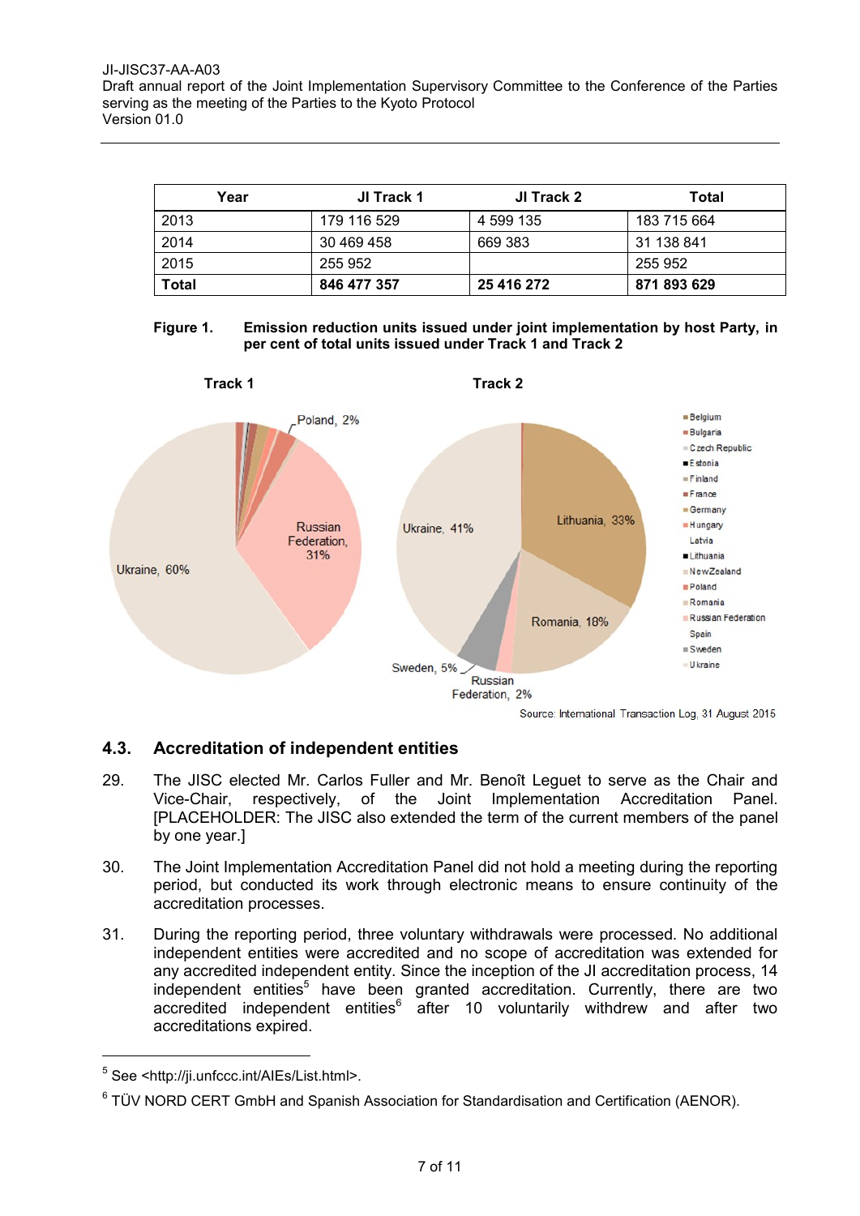| Year | JI Track 1 | JI Track 2 | Total |
|---|---|---|---|
| 2013 | 179 116 529 | 4 599 135 | 183 715 664 |
| 2014 | 30 469 458 | 669 383 | 31 138 841 |
| 2015 | 255 952 | | 255 952 |
| **Total** | **846 477 357** | **25 416 272** | **871 893 629** |

**Figure 1. Emission reduction units issued under joint implementation by host Party, in per cent of total units issued under Track 1 and Track 2**

Track 1

Poland, 2%
Russian Federation, 31%
Ukraine, 60%

Track 2

Ukraine, 41%
Lithuania, 33%
Romania, 18%
Sweden, 5%
Russian Federation, 2%

Belgium
Bulgaria
Czech Republic
Estonia
Finland
France
Germany
Hungary
Latvia
Lithuania
NewZealand
Poland
Romania
Russian Federation
Spain
Sweden
Ukraine

Source: International Transaction Log, 31 August 2015

## 4.3. Accreditation of independent entities

29. The JISC elected Mr. Carlos Fuller and Mr. Benoît Leguet to serve as the Chair and Vice-Chair, respectively, of the Joint Implementation Accreditation Panel. [PLACEHOLDER: The JISC also extended the term of the current members of the panel by one year.]

30. The Joint Implementation Accreditation Panel did not hold a meeting during the reporting period, but conducted its work through electronic means to ensure continuity of the accreditation processes.

31. During the reporting period, three voluntary withdrawals were processed. No additional independent entities were accredited and no scope of accreditation was extended for any accredited independent entity. Since the inception of the JI accreditation process, 14 independent entities[5] have been granted accreditation. Currently, there are two accredited independent entities[6] after 10 voluntarily withdrew and after two accreditations expired.

---

[5] See <http://ji.unfccc.int/AIEs/List.html>.

[6] TÜV NORD CERT GmbH and Spanish Association for Standardisation and Certification (AENOR).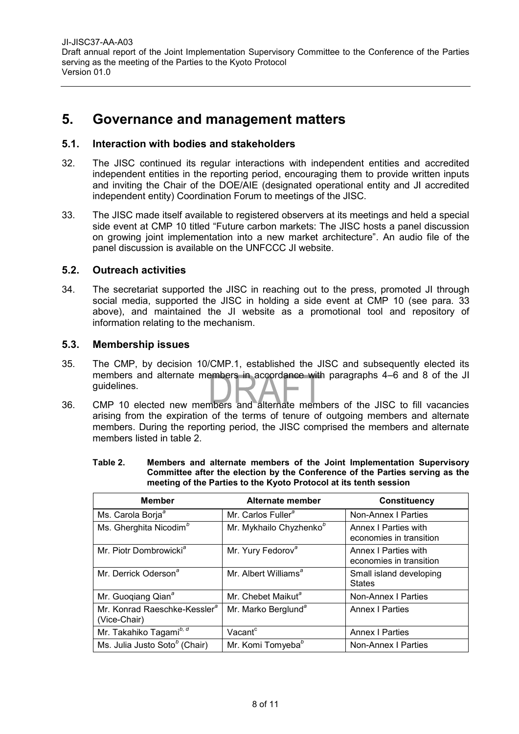# 5. Governance and management matters

## 5.1. Interaction with bodies and stakeholders

32. The JISC continued its regular interactions with independent entities and accredited independent entities in the reporting period, encouraging them to provide written inputs and inviting the Chair of the DOE/AIE (designated operational entity and JI accredited independent entity) Coordination Forum to meetings of the JISC.

33. The JISC made itself available to registered observers at its meetings and held a special side event at CMP 10 titled "Future carbon markets: The JISC hosts a panel discussion on growing joint implementation into a new market architecture". An audio file of the panel discussion is available on the UNFCCC JI website.

## 5.2. Outreach activities

34. The secretariat supported the JISC in reaching out to the press, promoted JI through social media, supported the JISC in holding a side event at CMP 10 (see para. 33 above), and maintained the JI website as a promotional tool and repository of information relating to the mechanism.

## 5.3. Membership issues

35. The CMP, by decision 10/CMP.1, established the JISC and subsequently elected its members and alternate members in accordance with paragraphs 4–6 and 8 of the JI guidelines.

36. CMP 10 elected new members and alternate members of the JISC to fill vacancies arising from the expiration of the terms of tenure of outgoing members and alternate members. During the reporting period, the JISC comprised the members and alternate members listed in table 2.

**Table 2. Members and alternate members of the Joint Implementation Supervisory Committee after the election by the Conference of the Parties serving as the meeting of the Parties to the Kyoto Protocol at its tenth session**

| Member | Alternate member | Constituency |
|---|---|---|
| Ms. Carola Borja[a] | Mr. Carlos Fuller[a] | Non-Annex I Parties |
| Ms. Gherghita Nicodim[b] | Mr. Mykhailo Chyzhenko[b] | Annex I Parties with economies in transition |
| Mr. Piotr Dombrowicki[a] | Mr. Yury Fedorov[a] | Annex I Parties with economies in transition |
| Mr. Derrick Oderson[a] | Mr. Albert Williams[a] | Small island developing States |
| Mr. Guoqiang Qian[a] | Mr. Chebet Maikut[a] | Non-Annex I Parties |
| Mr. Konrad Raeschke-Kessler[a] (Vice-Chair) | Mr. Marko Berglund[a] | Annex I Parties |
| Mr. Takahiko Tagami[b, d] | Vacant[c] | Annex I Parties |
| Ms. Julia Justo Soto[b] (Chair) | Mr. Komi Tomyeba[b] | Non-Annex I Parties |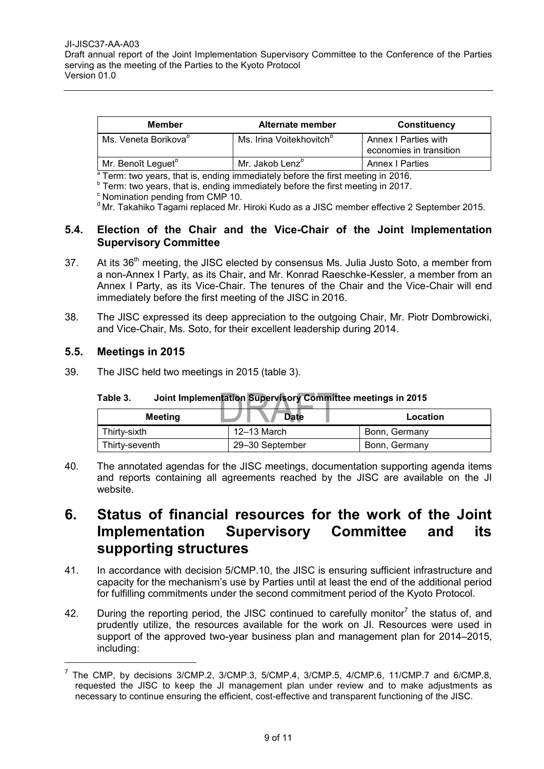| Member | Alternate member | Constituency |
|---|---|---|
| Ms. Veneta Borikova[b] | Ms. Irina Voitekhovitch[b] | Annex I Parties with economies in transition |
| Mr. Benoît Leguet[b] | Mr. Jakob Lenz[b] | Annex I Parties |

[a] Term: two years, that is, ending immediately before the first meeting in 2016.
[b] Term: two years, that is, ending immediately before the first meeting in 2017.
[c] Nomination pending from CMP 10.
[d] Mr. Takahiko Tagami replaced Mr. Hiroki Kudo as a JISC member effective 2 September 2015.

### 5.4. Election of the Chair and the Vice-Chair of the Joint Implementation Supervisory Committee

37. At its 36th meeting, the JISC elected by consensus Ms. Julia Justo Soto, a member from a non-Annex I Party, as its Chair, and Mr. Konrad Raeschke-Kessler, a member from an Annex I Party, as its Vice-Chair. The tenures of the Chair and the Vice-Chair will end immediately before the first meeting of the JISC in 2016.

38. The JISC expressed its deep appreciation to the outgoing Chair, Mr. Piotr Dombrowicki, and Vice-Chair, Ms. Soto, for their excellent leadership during 2014.

### 5.5. Meetings in 2015

39. The JISC held two meetings in 2015 (table 3).

**Table 3. Joint Implementation Supervisory Committee meetings in 2015**

| Meeting | Date | Location |
|---|---|---|
| Thirty-sixth | 12–13 March | Bonn, Germany |
| Thirty-seventh | 29–30 September | Bonn, Germany |

40. The annotated agendas for the JISC meetings, documentation supporting agenda items and reports containing all agreements reached by the JISC are available on the JI website.

## 6. Status of financial resources for the work of the Joint Implementation Supervisory Committee and its supporting structures

41. In accordance with decision 5/CMP.10, the JISC is ensuring sufficient infrastructure and capacity for the mechanism's use by Parties until at least the end of the additional period for fulfilling commitments under the second commitment period of the Kyoto Protocol.

42. During the reporting period, the JISC continued to carefully monitor[7] the status of, and prudently utilize, the resources available for the work on JI. Resources were used in support of the approved two-year business plan and management plan for 2014–2015, including:

[7] The CMP, by decisions 3/CMP.2, 3/CMP.3, 5/CMP.4, 3/CMP.5, 4/CMP.6, 11/CMP.7 and 6/CMP.8, requested the JISC to keep the JI management plan under review and to make adjustments as necessary to continue ensuring the efficient, cost-effective and transparent functioning of the JISC.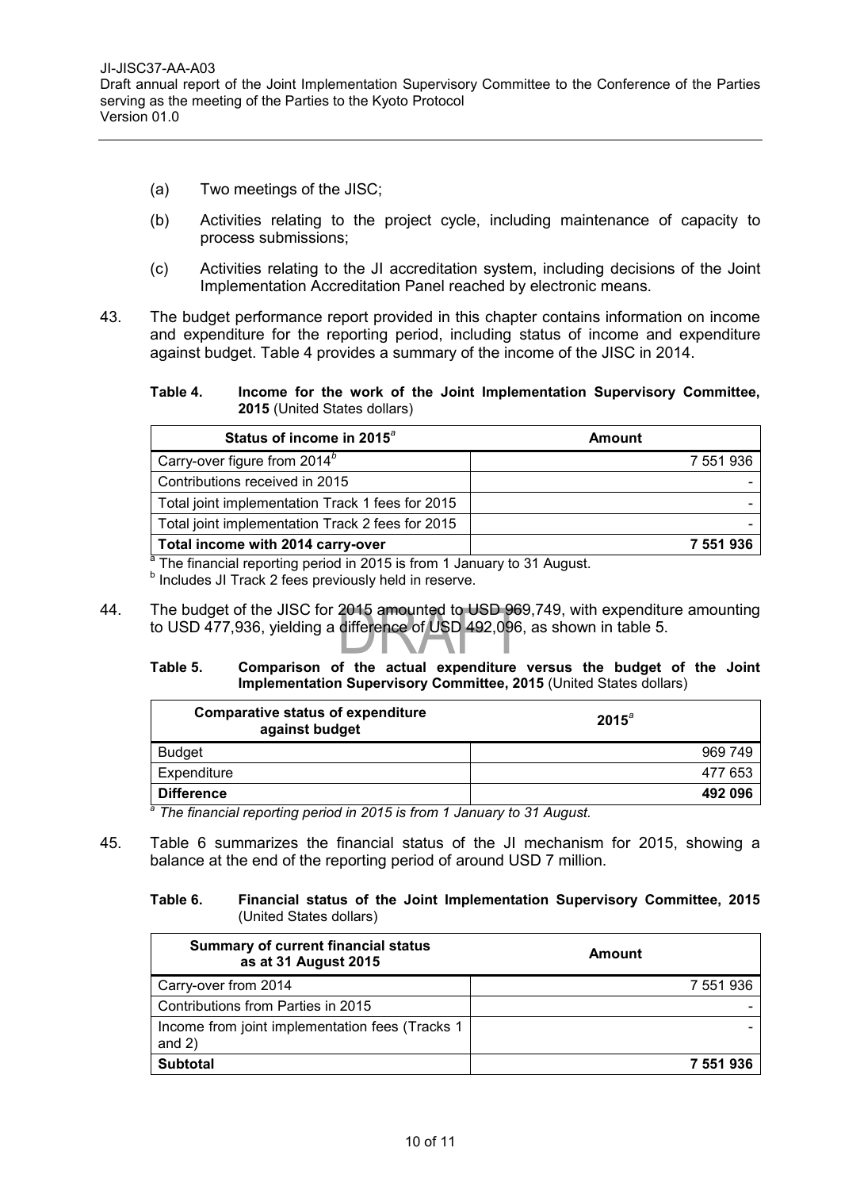(a) Two meetings of the JISC;

(b) Activities relating to the project cycle, including maintenance of capacity to process submissions;

(c) Activities relating to the JI accreditation system, including decisions of the Joint Implementation Accreditation Panel reached by electronic means.

43. The budget performance report provided in this chapter contains information on income and expenditure for the reporting period, including status of income and expenditure against budget. Table 4 provides a summary of the income of the JISC in 2014.

**Table 4. Income for the work of the Joint Implementation Supervisory Committee, 2015** (United States dollars)

| Status of income in 2015[a] | Amount |
|---|---|
| Carry-over figure from 2014[b] | 7 551 936 |
| Contributions received in 2015 | - |
| Total joint implementation Track 1 fees for 2015 | - |
| Total joint implementation Track 2 fees for 2015 | - |
| **Total income with 2014 carry-over** | **7 551 936** |

[a] The financial reporting period in 2015 is from 1 January to 31 August.
[b] Includes JI Track 2 fees previously held in reserve.

44. The budget of the JISC for 2015 amounted to USD 969,749, with expenditure amounting to USD 477,936, yielding a difference of USD 492,096, as shown in table 5.

**Table 5. Comparison of the actual expenditure versus the budget of the Joint Implementation Supervisory Committee, 2015** (United States dollars)

| Comparative status of expenditure against budget | 2015[a] |
|---|---|
| Budget | 969 749 |
| Expenditure | 477 653 |
| **Difference** | **492 096** |

*[a] The financial reporting period in 2015 is from 1 January to 31 August.*

45. Table 6 summarizes the financial status of the JI mechanism for 2015, showing a balance at the end of the reporting period of around USD 7 million.

**Table 6. Financial status of the Joint Implementation Supervisory Committee, 2015** (United States dollars)

| Summary of current financial status as at 31 August 2015 | Amount |
|---|---|
| Carry-over from 2014 | 7 551 936 |
| Contributions from Parties in 2015 | - |
| Income from joint implementation fees (Tracks 1 and 2) | - |
| **Subtotal** | **7 551 936** |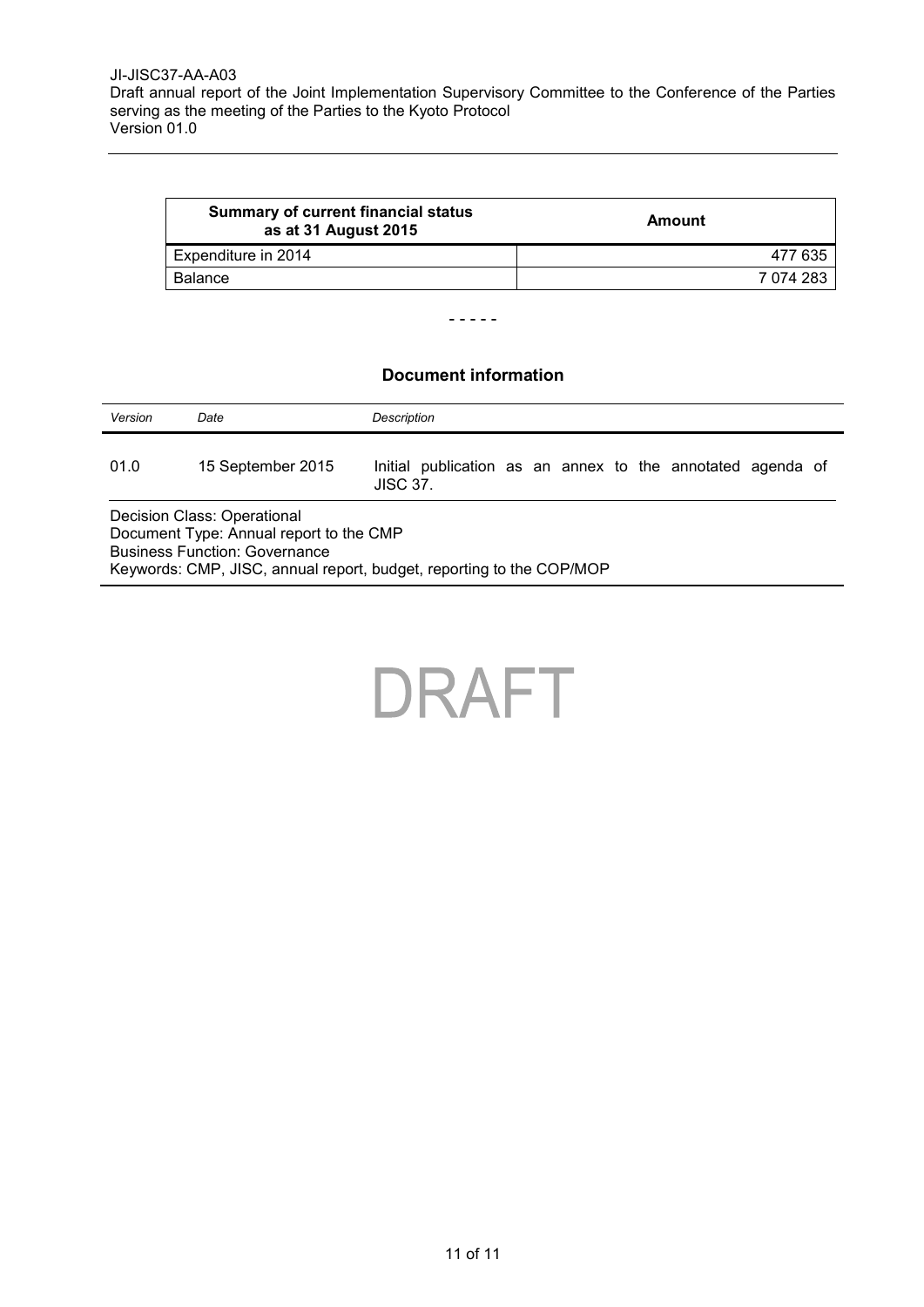| Summary of current financial status as at 31 August 2015 | Amount |
| --- | --- |
| Expenditure in 2014 | 477 635 |
| Balance | 7 074 283 |

- - - - -

### Document information

| *Version* | *Date* | *Description* |
| --- | --- | --- |
| 01.0 | 15 September 2015 | Initial publication as an annex to the annotated agenda of JISC 37. |

Decision Class: Operational
Document Type: Annual report to the CMP
Business Function: Governance
Keywords: CMP, JISC, annual report, budget, reporting to the COP/MOP

DRAFT